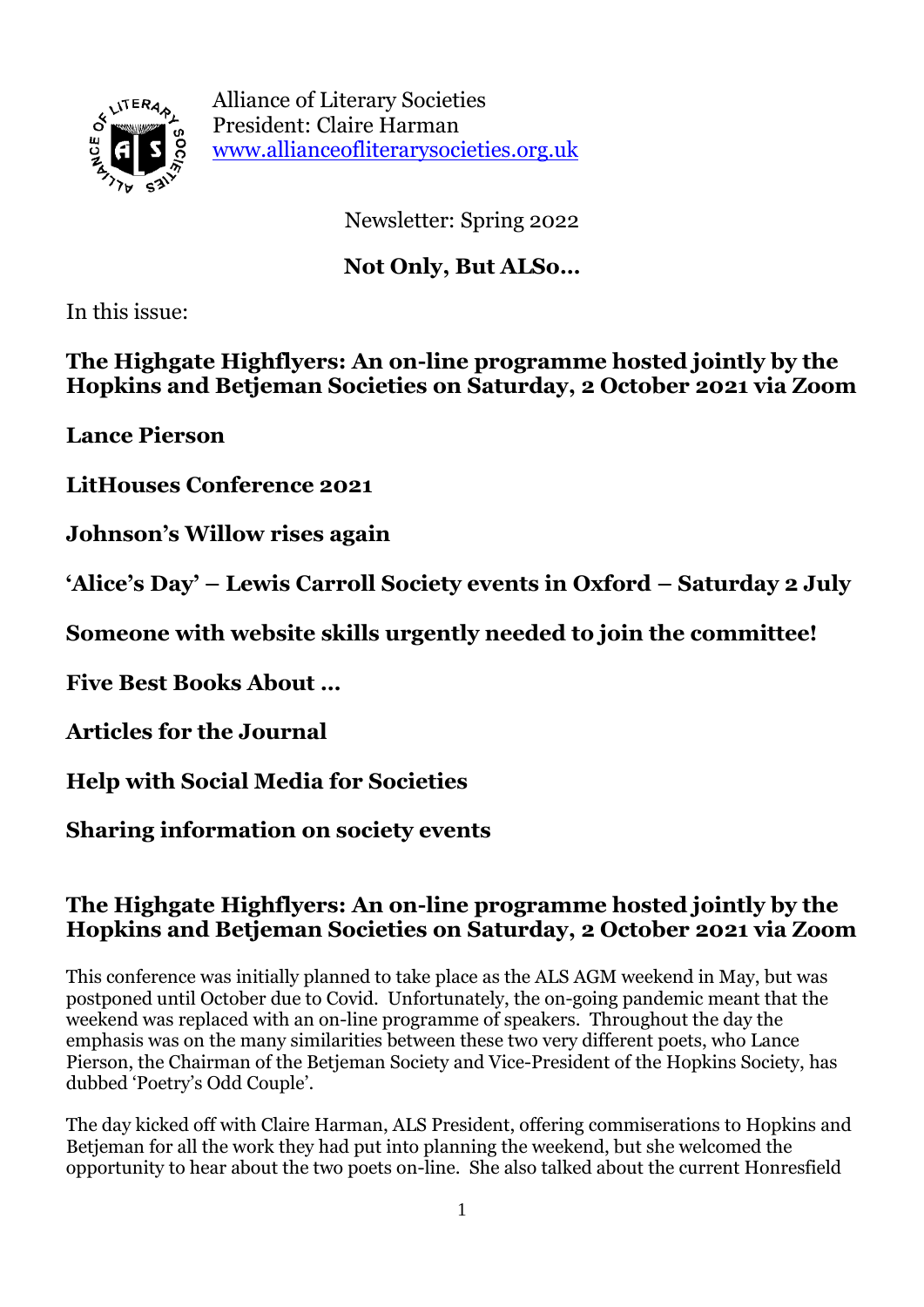Alliance of Literary Societies
President: Claire Harman
www.allianceofliterarysocieties.org.uk

Newsletter: Spring 2022

**Not Only, But ALSo…**

In this issue:

**The Highgate Highflyers: An on-line programme hosted jointly by the Hopkins and Betjeman Societies on Saturday, 2 October 2021 via Zoom**

**Lance Pierson**

**LitHouses Conference 2021**

**Johnson's Willow rises again**

**'Alice's Day' – Lewis Carroll Society events in Oxford – Saturday 2 July**

**Someone with website skills urgently needed to join the committee!**

**Five Best Books About …**

**Articles for the Journal**

**Help with Social Media for Societies**

**Sharing information on society events**

## The Highgate Highflyers: An on-line programme hosted jointly by the Hopkins and Betjeman Societies on Saturday, 2 October 2021 via Zoom

This conference was initially planned to take place as the ALS AGM weekend in May, but was postponed until October due to Covid. Unfortunately, the on-going pandemic meant that the weekend was replaced with an on-line programme of speakers. Throughout the day the emphasis was on the many similarities between these two very different poets, who Lance Pierson, the Chairman of the Betjeman Society and Vice-President of the Hopkins Society, has dubbed 'Poetry's Odd Couple'.

The day kicked off with Claire Harman, ALS President, offering commiserations to Hopkins and Betjeman for all the work they had put into planning the weekend, but she welcomed the opportunity to hear about the two poets on-line. She also talked about the current Honresfield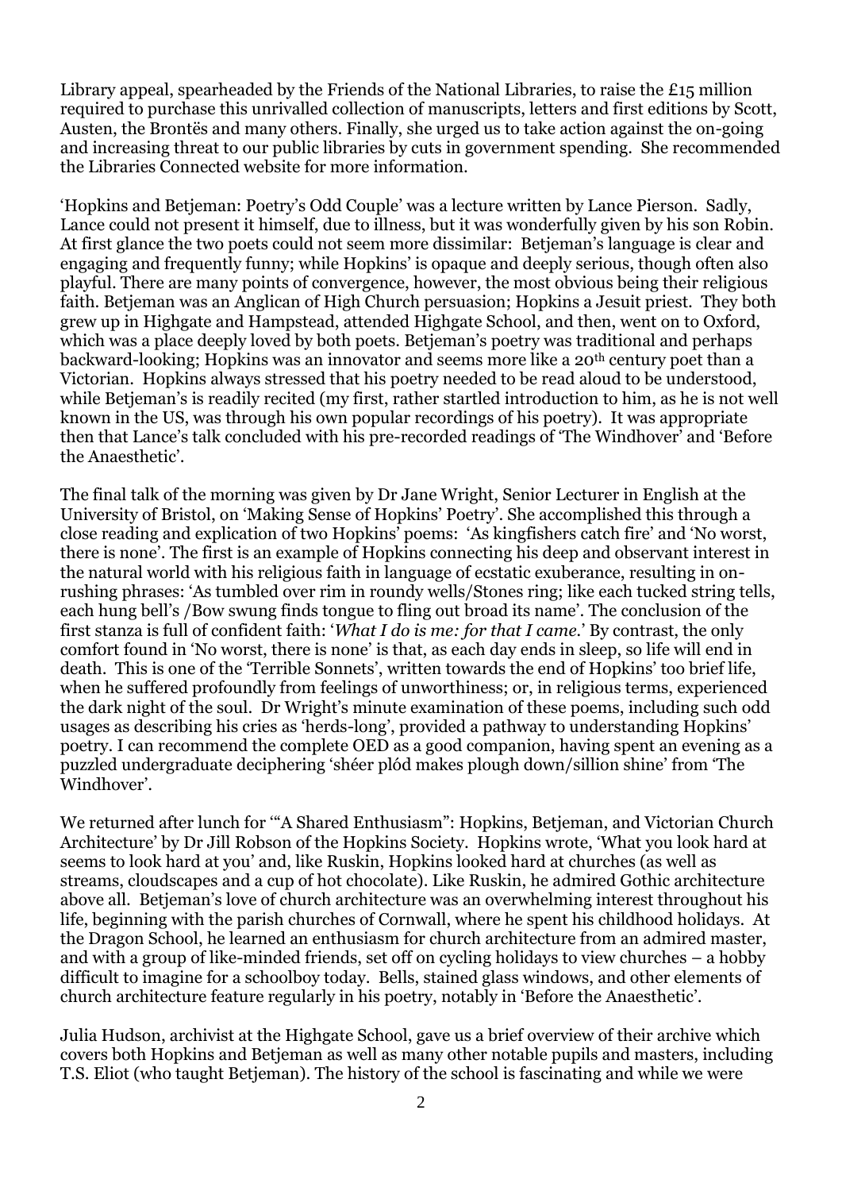Library appeal, spearheaded by the Friends of the National Libraries, to raise the £15 million required to purchase this unrivalled collection of manuscripts, letters and first editions by Scott, Austen, the Brontës and many others. Finally, she urged us to take action against the on-going and increasing threat to our public libraries by cuts in government spending. She recommended the Libraries Connected website for more information.

'Hopkins and Betjeman: Poetry's Odd Couple' was a lecture written by Lance Pierson. Sadly, Lance could not present it himself, due to illness, but it was wonderfully given by his son Robin. At first glance the two poets could not seem more dissimilar: Betjeman's language is clear and engaging and frequently funny; while Hopkins' is opaque and deeply serious, though often also playful. There are many points of convergence, however, the most obvious being their religious faith. Betjeman was an Anglican of High Church persuasion; Hopkins a Jesuit priest. They both grew up in Highgate and Hampstead, attended Highgate School, and then, went on to Oxford, which was a place deeply loved by both poets. Betjeman's poetry was traditional and perhaps backward-looking; Hopkins was an innovator and seems more like a 20th century poet than a Victorian. Hopkins always stressed that his poetry needed to be read aloud to be understood, while Betjeman's is readily recited (my first, rather startled introduction to him, as he is not well known in the US, was through his own popular recordings of his poetry). It was appropriate then that Lance's talk concluded with his pre-recorded readings of 'The Windhover' and 'Before the Anaesthetic'.

The final talk of the morning was given by Dr Jane Wright, Senior Lecturer in English at the University of Bristol, on 'Making Sense of Hopkins' Poetry'. She accomplished this through a close reading and explication of two Hopkins' poems: 'As kingfishers catch fire' and 'No worst, there is none'. The first is an example of Hopkins connecting his deep and observant interest in the natural world with his religious faith in language of ecstatic exuberance, resulting in on-rushing phrases: 'As tumbled over rim in roundy wells/Stones ring; like each tucked string tells, each hung bell's /Bow swung finds tongue to fling out broad its name'. The conclusion of the first stanza is full of confident faith: '*What I do is me: for that I came.*' By contrast, the only comfort found in 'No worst, there is none' is that, as each day ends in sleep, so life will end in death. This is one of the 'Terrible Sonnets', written towards the end of Hopkins' too brief life, when he suffered profoundly from feelings of unworthiness; or, in religious terms, experienced the dark night of the soul. Dr Wright's minute examination of these poems, including such odd usages as describing his cries as 'herds-long', provided a pathway to understanding Hopkins' poetry. I can recommend the complete OED as a good companion, having spent an evening as a puzzled undergraduate deciphering 'shéer plód makes plough down/sillion shine' from 'The Windhover'.

We returned after lunch for '"A Shared Enthusiasm": Hopkins, Betjeman, and Victorian Church Architecture' by Dr Jill Robson of the Hopkins Society. Hopkins wrote, 'What you look hard at seems to look hard at you' and, like Ruskin, Hopkins looked hard at churches (as well as streams, cloudscapes and a cup of hot chocolate). Like Ruskin, he admired Gothic architecture above all. Betjeman's love of church architecture was an overwhelming interest throughout his life, beginning with the parish churches of Cornwall, where he spent his childhood holidays. At the Dragon School, he learned an enthusiasm for church architecture from an admired master, and with a group of like-minded friends, set off on cycling holidays to view churches – a hobby difficult to imagine for a schoolboy today. Bells, stained glass windows, and other elements of church architecture feature regularly in his poetry, notably in 'Before the Anaesthetic'.

Julia Hudson, archivist at the Highgate School, gave us a brief overview of their archive which covers both Hopkins and Betjeman as well as many other notable pupils and masters, including T.S. Eliot (who taught Betjeman). The history of the school is fascinating and while we were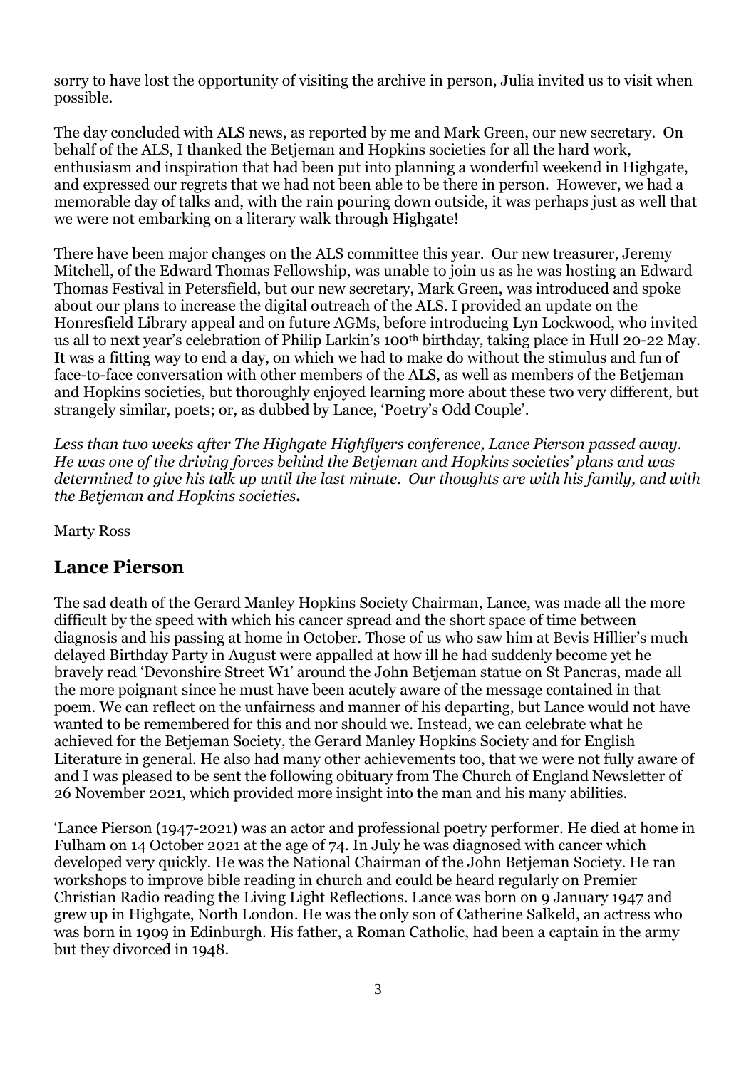sorry to have lost the opportunity of visiting the archive in person, Julia invited us to visit when possible.

The day concluded with ALS news, as reported by me and Mark Green, our new secretary. On behalf of the ALS, I thanked the Betjeman and Hopkins societies for all the hard work, enthusiasm and inspiration that had been put into planning a wonderful weekend in Highgate, and expressed our regrets that we had not been able to be there in person. However, we had a memorable day of talks and, with the rain pouring down outside, it was perhaps just as well that we were not embarking on a literary walk through Highgate!

There have been major changes on the ALS committee this year. Our new treasurer, Jeremy Mitchell, of the Edward Thomas Fellowship, was unable to join us as he was hosting an Edward Thomas Festival in Petersfield, but our new secretary, Mark Green, was introduced and spoke about our plans to increase the digital outreach of the ALS. I provided an update on the Honresfield Library appeal and on future AGMs, before introducing Lyn Lockwood, who invited us all to next year's celebration of Philip Larkin's 100th birthday, taking place in Hull 20-22 May. It was a fitting way to end a day, on which we had to make do without the stimulus and fun of face-to-face conversation with other members of the ALS, as well as members of the Betjeman and Hopkins societies, but thoroughly enjoyed learning more about these two very different, but strangely similar, poets; or, as dubbed by Lance, 'Poetry's Odd Couple'.

*Less than two weeks after The Highgate Highflyers conference, Lance Pierson passed away. He was one of the driving forces behind the Betjeman and Hopkins societies' plans and was determined to give his talk up until the last minute. Our thoughts are with his family, and with the Betjeman and Hopkins societies.*

Marty Ross

## Lance Pierson

The sad death of the Gerard Manley Hopkins Society Chairman, Lance, was made all the more difficult by the speed with which his cancer spread and the short space of time between diagnosis and his passing at home in October. Those of us who saw him at Bevis Hillier's much delayed Birthday Party in August were appalled at how ill he had suddenly become yet he bravely read 'Devonshire Street W1' around the John Betjeman statue on St Pancras, made all the more poignant since he must have been acutely aware of the message contained in that poem. We can reflect on the unfairness and manner of his departing, but Lance would not have wanted to be remembered for this and nor should we. Instead, we can celebrate what he achieved for the Betjeman Society, the Gerard Manley Hopkins Society and for English Literature in general. He also had many other achievements too, that we were not fully aware of and I was pleased to be sent the following obituary from The Church of England Newsletter of 26 November 2021, which provided more insight into the man and his many abilities.

'Lance Pierson (1947-2021) was an actor and professional poetry performer. He died at home in Fulham on 14 October 2021 at the age of 74. In July he was diagnosed with cancer which developed very quickly. He was the National Chairman of the John Betjeman Society. He ran workshops to improve bible reading in church and could be heard regularly on Premier Christian Radio reading the Living Light Reflections. Lance was born on 9 January 1947 and grew up in Highgate, North London. He was the only son of Catherine Salkeld, an actress who was born in 1909 in Edinburgh. His father, a Roman Catholic, had been a captain in the army but they divorced in 1948.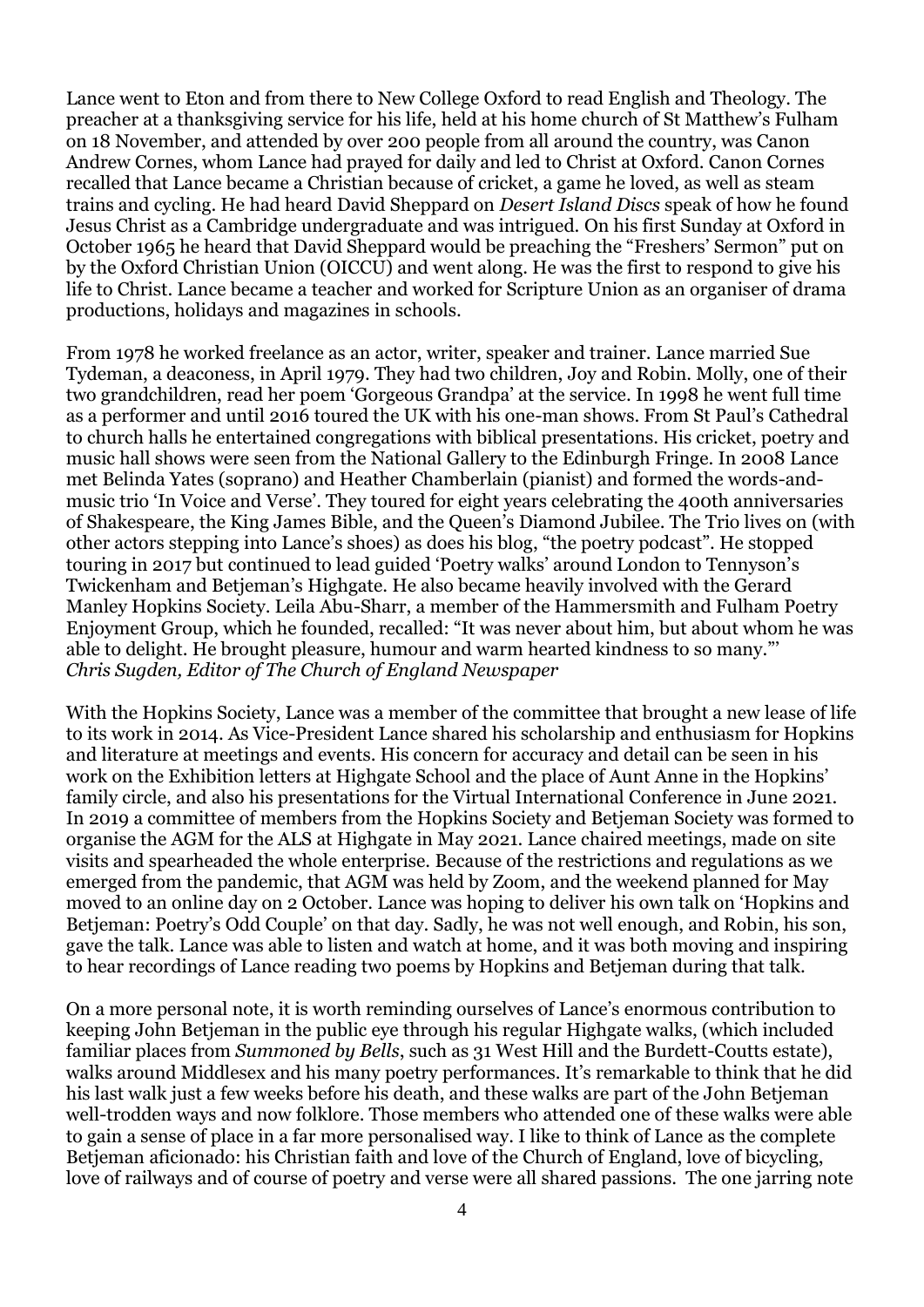Lance went to Eton and from there to New College Oxford to read English and Theology. The preacher at a thanksgiving service for his life, held at his home church of St Matthew's Fulham on 18 November, and attended by over 200 people from all around the country, was Canon Andrew Cornes, whom Lance had prayed for daily and led to Christ at Oxford. Canon Cornes recalled that Lance became a Christian because of cricket, a game he loved, as well as steam trains and cycling. He had heard David Sheppard on *Desert Island Discs* speak of how he found Jesus Christ as a Cambridge undergraduate and was intrigued. On his first Sunday at Oxford in October 1965 he heard that David Sheppard would be preaching the "Freshers' Sermon" put on by the Oxford Christian Union (OICCU) and went along. He was the first to respond to give his life to Christ. Lance became a teacher and worked for Scripture Union as an organiser of drama productions, holidays and magazines in schools.

From 1978 he worked freelance as an actor, writer, speaker and trainer. Lance married Sue Tydeman, a deaconess, in April 1979. They had two children, Joy and Robin. Molly, one of their two grandchildren, read her poem 'Gorgeous Grandpa' at the service. In 1998 he went full time as a performer and until 2016 toured the UK with his one-man shows. From St Paul's Cathedral to church halls he entertained congregations with biblical presentations. His cricket, poetry and music hall shows were seen from the National Gallery to the Edinburgh Fringe. In 2008 Lance met Belinda Yates (soprano) and Heather Chamberlain (pianist) and formed the words-and-music trio 'In Voice and Verse'. They toured for eight years celebrating the 400th anniversaries of Shakespeare, the King James Bible, and the Queen's Diamond Jubilee. The Trio lives on (with other actors stepping into Lance's shoes) as does his blog, "the poetry podcast". He stopped touring in 2017 but continued to lead guided 'Poetry walks' around London to Tennyson's Twickenham and Betjeman's Highgate. He also became heavily involved with the Gerard Manley Hopkins Society. Leila Abu-Sharr, a member of the Hammersmith and Fulham Poetry Enjoyment Group, which he founded, recalled: "It was never about him, but about whom he was able to delight. He brought pleasure, humour and warm hearted kindness to so many."'
*Chris Sugden, Editor of The Church of England Newspaper*

With the Hopkins Society, Lance was a member of the committee that brought a new lease of life to its work in 2014. As Vice-President Lance shared his scholarship and enthusiasm for Hopkins and literature at meetings and events. His concern for accuracy and detail can be seen in his work on the Exhibition letters at Highgate School and the place of Aunt Anne in the Hopkins' family circle, and also his presentations for the Virtual International Conference in June 2021. In 2019 a committee of members from the Hopkins Society and Betjeman Society was formed to organise the AGM for the ALS at Highgate in May 2021. Lance chaired meetings, made on site visits and spearheaded the whole enterprise. Because of the restrictions and regulations as we emerged from the pandemic, that AGM was held by Zoom, and the weekend planned for May moved to an online day on 2 October. Lance was hoping to deliver his own talk on 'Hopkins and Betjeman: Poetry's Odd Couple' on that day. Sadly, he was not well enough, and Robin, his son, gave the talk. Lance was able to listen and watch at home, and it was both moving and inspiring to hear recordings of Lance reading two poems by Hopkins and Betjeman during that talk.

On a more personal note, it is worth reminding ourselves of Lance's enormous contribution to keeping John Betjeman in the public eye through his regular Highgate walks, (which included familiar places from *Summoned by Bells*, such as 31 West Hill and the Burdett-Coutts estate), walks around Middlesex and his many poetry performances. It's remarkable to think that he did his last walk just a few weeks before his death, and these walks are part of the John Betjeman well-trodden ways and now folklore. Those members who attended one of these walks were able to gain a sense of place in a far more personalised way. I like to think of Lance as the complete Betjeman aficionado: his Christian faith and love of the Church of England, love of bicycling, love of railways and of course of poetry and verse were all shared passions. The one jarring note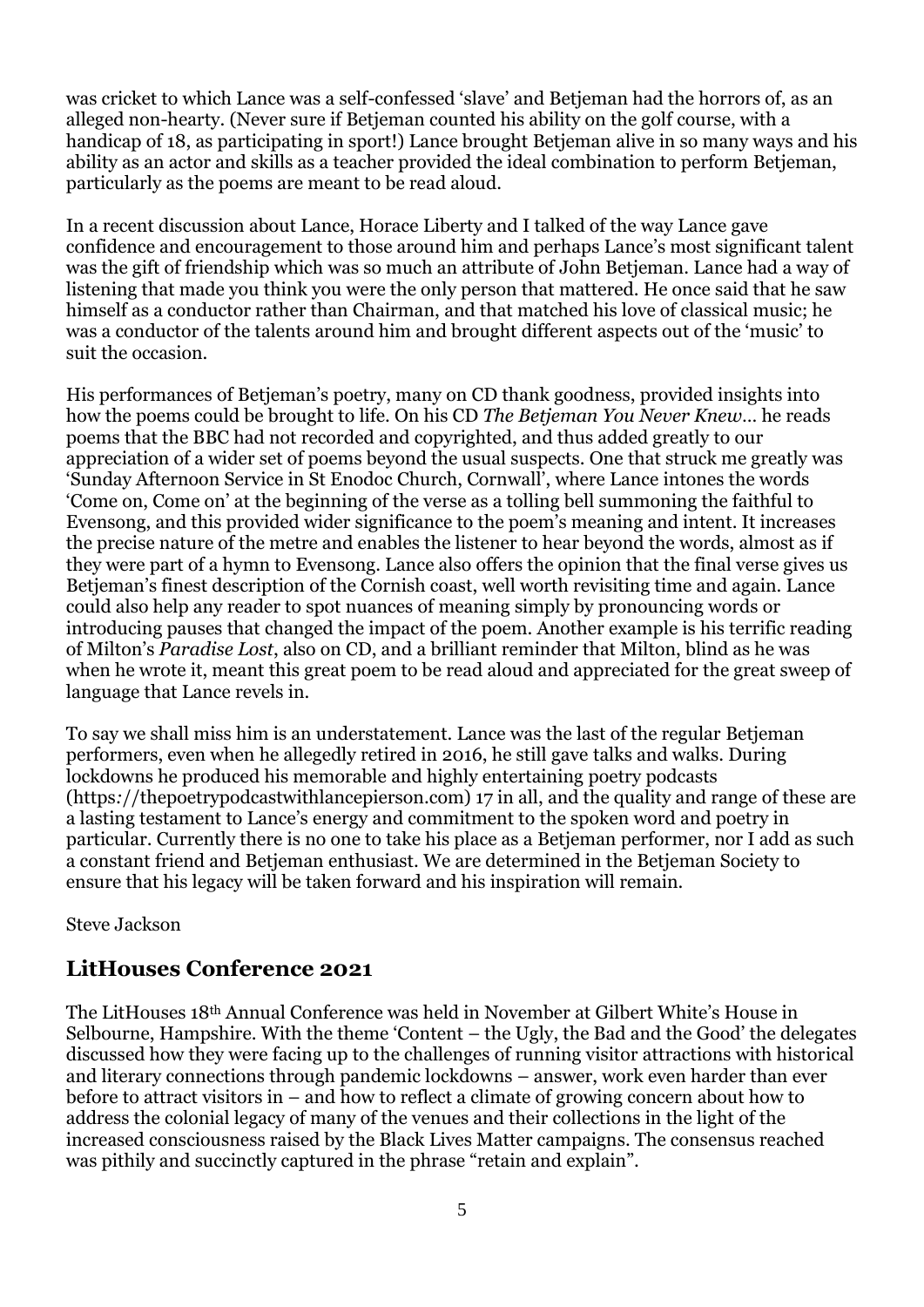was cricket to which Lance was a self-confessed 'slave' and Betjeman had the horrors of, as an alleged non-hearty. (Never sure if Betjeman counted his ability on the golf course, with a handicap of 18, as participating in sport!) Lance brought Betjeman alive in so many ways and his ability as an actor and skills as a teacher provided the ideal combination to perform Betjeman, particularly as the poems are meant to be read aloud.

In a recent discussion about Lance, Horace Liberty and I talked of the way Lance gave confidence and encouragement to those around him and perhaps Lance's most significant talent was the gift of friendship which was so much an attribute of John Betjeman. Lance had a way of listening that made you think you were the only person that mattered. He once said that he saw himself as a conductor rather than Chairman, and that matched his love of classical music; he was a conductor of the talents around him and brought different aspects out of the 'music' to suit the occasion.

His performances of Betjeman's poetry, many on CD thank goodness, provided insights into how the poems could be brought to life. On his CD *The Betjeman You Never Knew*… he reads poems that the BBC had not recorded and copyrighted, and thus added greatly to our appreciation of a wider set of poems beyond the usual suspects. One that struck me greatly was 'Sunday Afternoon Service in St Enodoc Church, Cornwall', where Lance intones the words 'Come on, Come on' at the beginning of the verse as a tolling bell summoning the faithful to Evensong, and this provided wider significance to the poem's meaning and intent. It increases the precise nature of the metre and enables the listener to hear beyond the words, almost as if they were part of a hymn to Evensong. Lance also offers the opinion that the final verse gives us Betjeman's finest description of the Cornish coast, well worth revisiting time and again. Lance could also help any reader to spot nuances of meaning simply by pronouncing words or introducing pauses that changed the impact of the poem. Another example is his terrific reading of Milton's *Paradise Lost*, also on CD, and a brilliant reminder that Milton, blind as he was when he wrote it, meant this great poem to be read aloud and appreciated for the great sweep of language that Lance revels in.

To say we shall miss him is an understatement. Lance was the last of the regular Betjeman performers, even when he allegedly retired in 2016, he still gave talks and walks. During lockdowns he produced his memorable and highly entertaining poetry podcasts (https://thepoetrypodcastwithlancepierson.com) 17 in all, and the quality and range of these are a lasting testament to Lance's energy and commitment to the spoken word and poetry in particular. Currently there is no one to take his place as a Betjeman performer, nor I add as such a constant friend and Betjeman enthusiast. We are determined in the Betjeman Society to ensure that his legacy will be taken forward and his inspiration will remain.

Steve Jackson

## LitHouses Conference 2021

The LitHouses 18th Annual Conference was held in November at Gilbert White's House in Selbourne, Hampshire. With the theme 'Content – the Ugly, the Bad and the Good' the delegates discussed how they were facing up to the challenges of running visitor attractions with historical and literary connections through pandemic lockdowns – answer, work even harder than ever before to attract visitors in – and how to reflect a climate of growing concern about how to address the colonial legacy of many of the venues and their collections in the light of the increased consciousness raised by the Black Lives Matter campaigns. The consensus reached was pithily and succinctly captured in the phrase "retain and explain".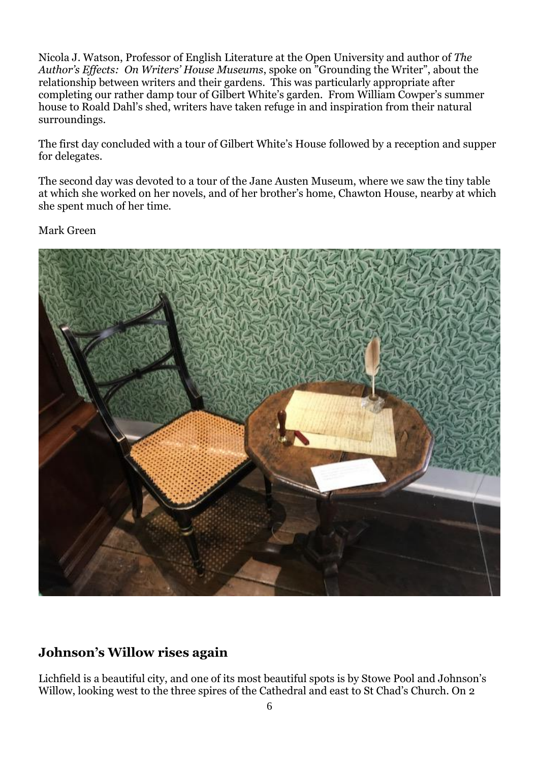Nicola J. Watson, Professor of English Literature at the Open University and author of *The Author's Effects: On Writers' House Museums*, spoke on "Grounding the Writer", about the relationship between writers and their gardens. This was particularly appropriate after completing our rather damp tour of Gilbert White's garden. From William Cowper's summer house to Roald Dahl's shed, writers have taken refuge in and inspiration from their natural surroundings.

The first day concluded with a tour of Gilbert White's House followed by a reception and supper for delegates.

The second day was devoted to a tour of the Jane Austen Museum, where we saw the tiny table at which she worked on her novels, and of her brother's home, Chawton House, nearby at which she spent much of her time.

Mark Green

## Johnson's Willow rises again

Lichfield is a beautiful city, and one of its most beautiful spots is by Stowe Pool and Johnson's Willow, looking west to the three spires of the Cathedral and east to St Chad's Church. On 2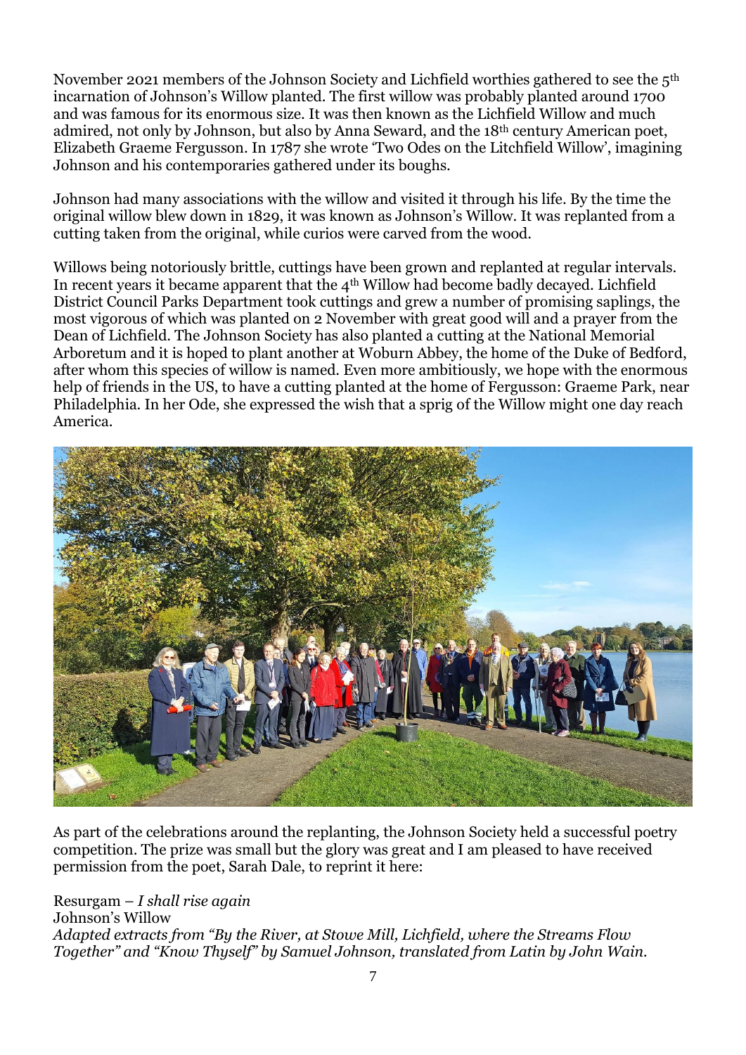November 2021 members of the Johnson Society and Lichfield worthies gathered to see the 5th incarnation of Johnson's Willow planted. The first willow was probably planted around 1700 and was famous for its enormous size. It was then known as the Lichfield Willow and much admired, not only by Johnson, but also by Anna Seward, and the 18th century American poet, Elizabeth Graeme Fergusson. In 1787 she wrote 'Two Odes on the Litchfield Willow', imagining Johnson and his contemporaries gathered under its boughs.

Johnson had many associations with the willow and visited it through his life. By the time the original willow blew down in 1829, it was known as Johnson's Willow. It was replanted from a cutting taken from the original, while curios were carved from the wood.

Willows being notoriously brittle, cuttings have been grown and replanted at regular intervals. In recent years it became apparent that the 4th Willow had become badly decayed. Lichfield District Council Parks Department took cuttings and grew a number of promising saplings, the most vigorous of which was planted on 2 November with great good will and a prayer from the Dean of Lichfield. The Johnson Society has also planted a cutting at the National Memorial Arboretum and it is hoped to plant another at Woburn Abbey, the home of the Duke of Bedford, after whom this species of willow is named. Even more ambitiously, we hope with the enormous help of friends in the US, to have a cutting planted at the home of Fergusson: Graeme Park, near Philadelphia. In her Ode, she expressed the wish that a sprig of the Willow might one day reach America.

As part of the celebrations around the replanting, the Johnson Society held a successful poetry competition. The prize was small but the glory was great and I am pleased to have received permission from the poet, Sarah Dale, to reprint it here:

Resurgam – *I shall rise again*
Johnson's Willow
*Adapted extracts from "By the River, at Stowe Mill, Lichfield, where the Streams Flow Together" and "Know Thyself" by Samuel Johnson, translated from Latin by John Wain.*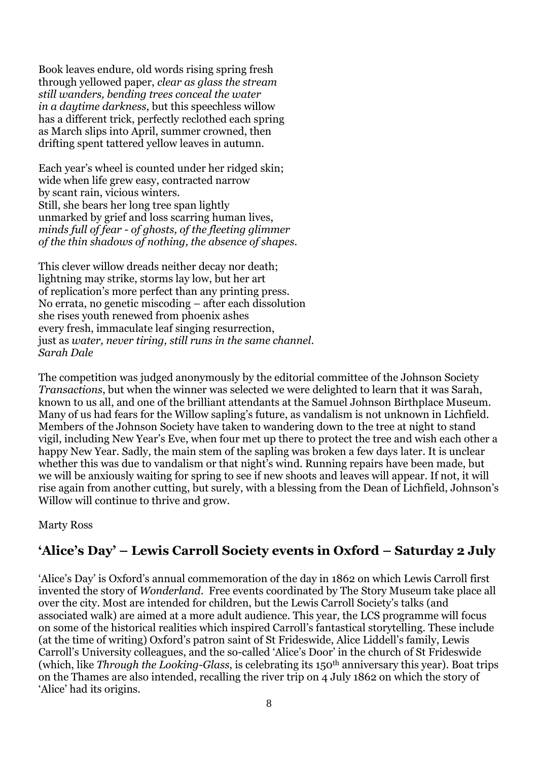Book leaves endure, old words rising spring fresh  
through yellowed paper, *clear as glass the stream*  
*still wanders, bending trees conceal the water*  
*in a daytime darkness*, but this speechless willow  
has a different trick, perfectly reclothed each spring  
as March slips into April, summer crowned, then  
drifting spent tattered yellow leaves in autumn.

Each year's wheel is counted under her ridged skin;  
wide when life grew easy, contracted narrow  
by scant rain, vicious winters.  
Still, she bears her long tree span lightly  
unmarked by grief and loss scarring human lives,  
*minds full of fear - of ghosts, of the fleeting glimmer*  
*of the thin shadows of nothing, the absence of shapes.*

This clever willow dreads neither decay nor death;  
lightning may strike, storms lay low, but her art  
of replication's more perfect than any printing press.  
No errata, no genetic miscoding – after each dissolution  
she rises youth renewed from phoenix ashes  
every fresh, immaculate leaf singing resurrection,  
just as *water, never tiring, still runs in the same channel.*  
*Sarah Dale*

The competition was judged anonymously by the editorial committee of the Johnson Society *Transactions*, but when the winner was selected we were delighted to learn that it was Sarah, known to us all, and one of the brilliant attendants at the Samuel Johnson Birthplace Museum. Many of us had fears for the Willow sapling's future, as vandalism is not unknown in Lichfield. Members of the Johnson Society have taken to wandering down to the tree at night to stand vigil, including New Year's Eve, when four met up there to protect the tree and wish each other a happy New Year. Sadly, the main stem of the sapling was broken a few days later. It is unclear whether this was due to vandalism or that night's wind. Running repairs have been made, but we will be anxiously waiting for spring to see if new shoots and leaves will appear. If not, it will rise again from another cutting, but surely, with a blessing from the Dean of Lichfield, Johnson's Willow will continue to thrive and grow.

Marty Ross

## 'Alice's Day' – Lewis Carroll Society events in Oxford – Saturday 2 July

'Alice's Day' is Oxford's annual commemoration of the day in 1862 on which Lewis Carroll first invented the story of *Wonderland*. Free events coordinated by The Story Museum take place all over the city. Most are intended for children, but the Lewis Carroll Society's talks (and associated walk) are aimed at a more adult audience. This year, the LCS programme will focus on some of the historical realities which inspired Carroll's fantastical storytelling. These include (at the time of writing) Oxford's patron saint of St Frideswide, Alice Liddell's family, Lewis Carroll's University colleagues, and the so-called 'Alice's Door' in the church of St Frideswide (which, like *Through the Looking-Glass*, is celebrating its 150th anniversary this year). Boat trips on the Thames are also intended, recalling the river trip on 4 July 1862 on which the story of 'Alice' had its origins.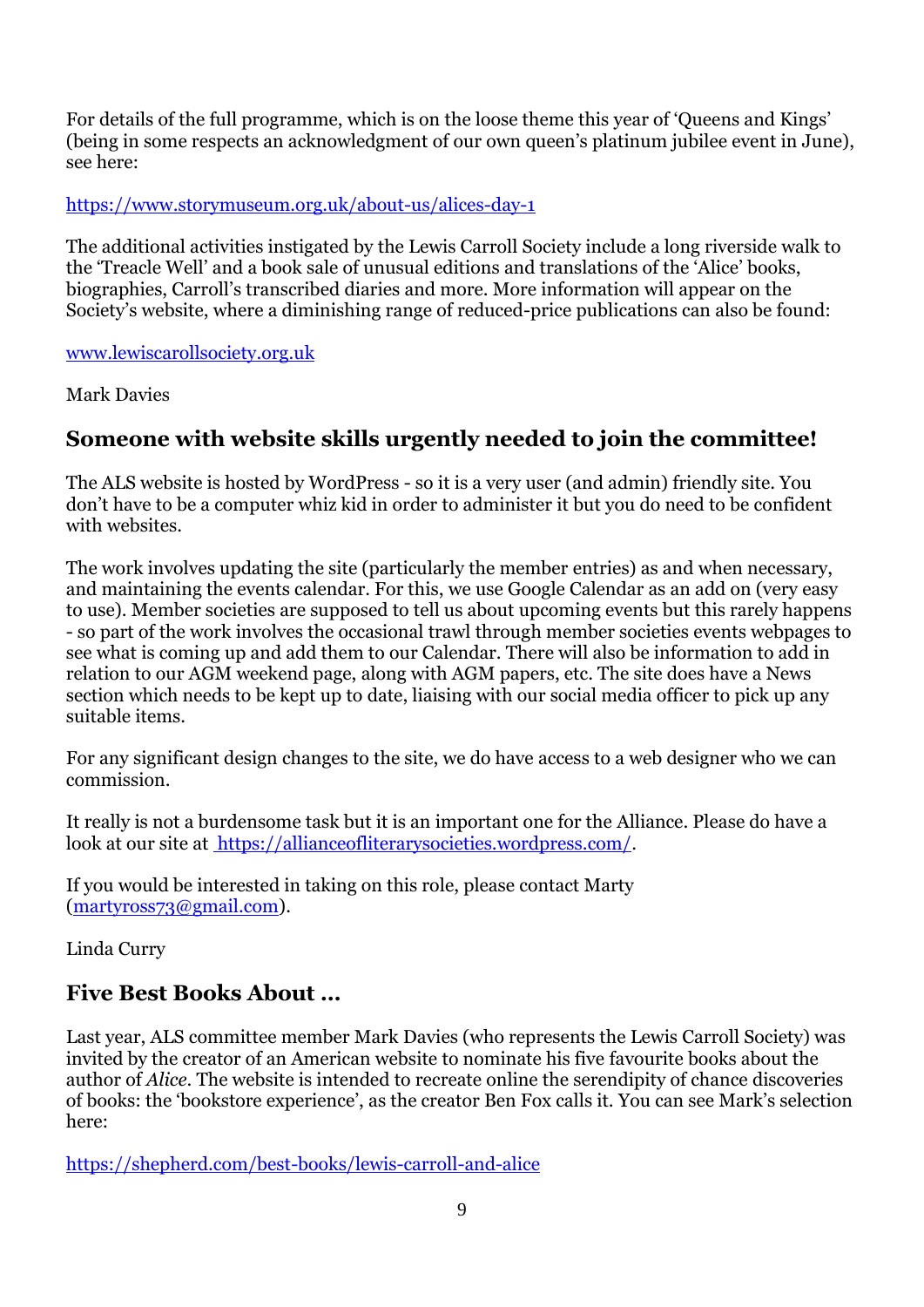For details of the full programme, which is on the loose theme this year of 'Queens and Kings' (being in some respects an acknowledgment of our own queen's platinum jubilee event in June), see here:

https://www.storymuseum.org.uk/about-us/alices-day-1

The additional activities instigated by the Lewis Carroll Society include a long riverside walk to the 'Treacle Well' and a book sale of unusual editions and translations of the 'Alice' books, biographies, Carroll's transcribed diaries and more. More information will appear on the Society's website, where a diminishing range of reduced-price publications can also be found:

www.lewiscarrollsociety.org.uk

Mark Davies

## Someone with website skills urgently needed to join the committee!

The ALS website is hosted by WordPress - so it is a very user (and admin) friendly site. You don't have to be a computer whiz kid in order to administer it but you do need to be confident with websites.

The work involves updating the site (particularly the member entries) as and when necessary, and maintaining the events calendar. For this, we use Google Calendar as an add on (very easy to use). Member societies are supposed to tell us about upcoming events but this rarely happens - so part of the work involves the occasional trawl through member societies events webpages to see what is coming up and add them to our Calendar. There will also be information to add in relation to our AGM weekend page, along with AGM papers, etc. The site does have a News section which needs to be kept up to date, liaising with our social media officer to pick up any suitable items.

For any significant design changes to the site, we do have access to a web designer who we can commission.

It really is not a burdensome task but it is an important one for the Alliance. Please do have a look at our site at https://allianceofliterarysocieties.wordpress.com/.

If you would be interested in taking on this role, please contact Marty (martyross73@gmail.com).

Linda Curry

## Five Best Books About ...

Last year, ALS committee member Mark Davies (who represents the Lewis Carroll Society) was invited by the creator of an American website to nominate his five favourite books about the author of *Alice*. The website is intended to recreate online the serendipity of chance discoveries of books: the 'bookstore experience', as the creator Ben Fox calls it. You can see Mark's selection here:

https://shepherd.com/best-books/lewis-carroll-and-alice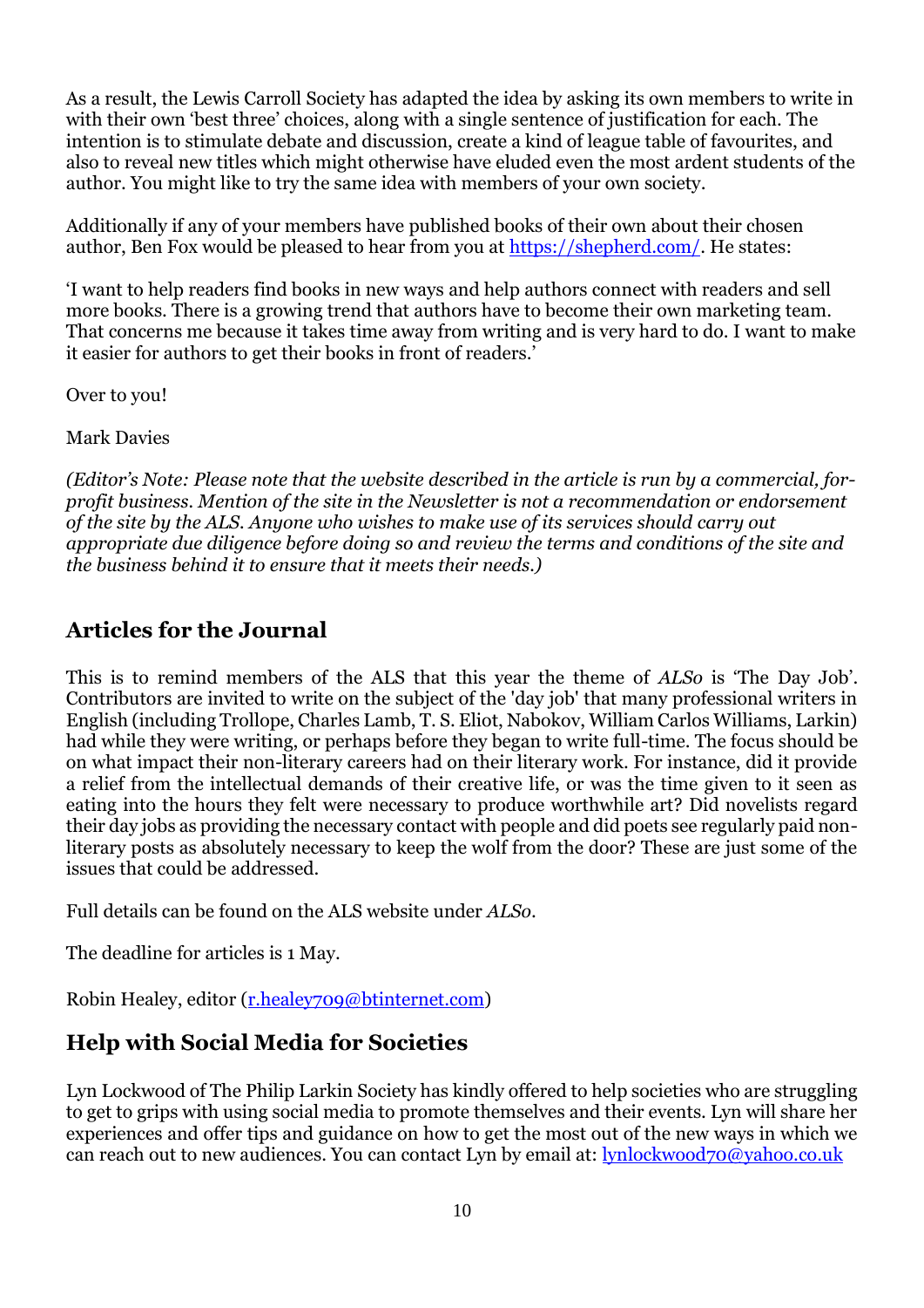As a result, the Lewis Carroll Society has adapted the idea by asking its own members to write in with their own 'best three' choices, along with a single sentence of justification for each. The intention is to stimulate debate and discussion, create a kind of league table of favourites, and also to reveal new titles which might otherwise have eluded even the most ardent students of the author. You might like to try the same idea with members of your own society.

Additionally if any of your members have published books of their own about their chosen author, Ben Fox would be pleased to hear from you at https://shepherd.com/. He states:

'I want to help readers find books in new ways and help authors connect with readers and sell more books. There is a growing trend that authors have to become their own marketing team. That concerns me because it takes time away from writing and is very hard to do. I want to make it easier for authors to get their books in front of readers.'

Over to you!

Mark Davies

*(Editor's Note: Please note that the website described in the article is run by a commercial, for-profit business. Mention of the site in the Newsletter is not a recommendation or endorsement of the site by the ALS. Anyone who wishes to make use of its services should carry out appropriate due diligence before doing so and review the terms and conditions of the site and the business behind it to ensure that it meets their needs.)*

## Articles for the Journal

This is to remind members of the ALS that this year the theme of *ALSo* is 'The Day Job'. Contributors are invited to write on the subject of the 'day job' that many professional writers in English (including Trollope, Charles Lamb, T. S. Eliot, Nabokov, William Carlos Williams, Larkin) had while they were writing, or perhaps before they began to write full-time. The focus should be on what impact their non-literary careers had on their literary work. For instance, did it provide a relief from the intellectual demands of their creative life, or was the time given to it seen as eating into the hours they felt were necessary to produce worthwhile art? Did novelists regard their day jobs as providing the necessary contact with people and did poets see regularly paid non-literary posts as absolutely necessary to keep the wolf from the door? These are just some of the issues that could be addressed.

Full details can be found on the ALS website under *ALSo*.

The deadline for articles is 1 May.

Robin Healey, editor (r.healey709@btinternet.com)

## Help with Social Media for Societies

Lyn Lockwood of The Philip Larkin Society has kindly offered to help societies who are struggling to get to grips with using social media to promote themselves and their events. Lyn will share her experiences and offer tips and guidance on how to get the most out of the new ways in which we can reach out to new audiences. You can contact Lyn by email at: lynlockwood70@yahoo.co.uk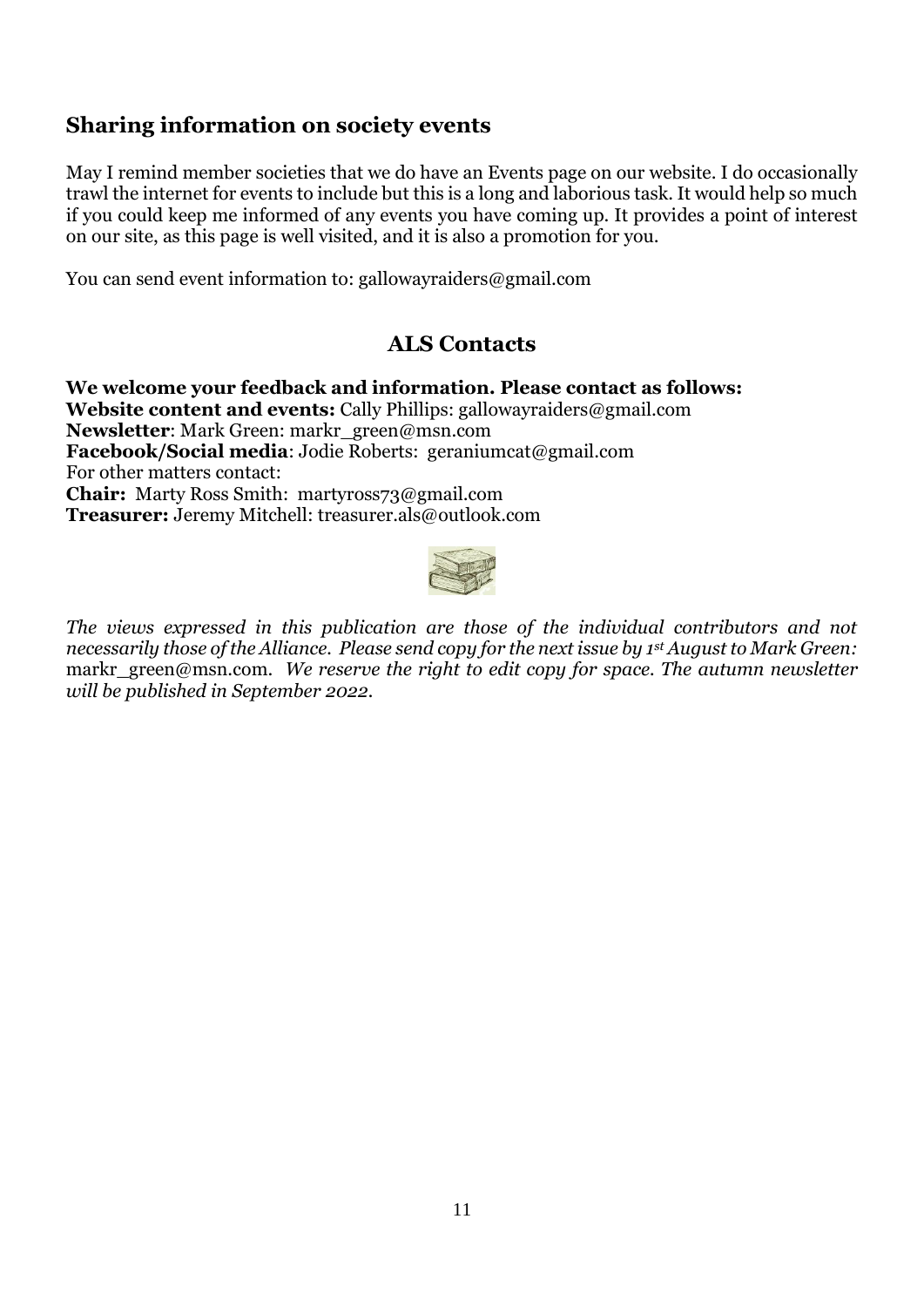## Sharing information on society events

May I remind member societies that we do have an Events page on our website. I do occasionally trawl the internet for events to include but this is a long and laborious task. It would help so much if you could keep me informed of any events you have coming up. It provides a point of interest on our site, as this page is well visited, and it is also a promotion for you.

You can send event information to: gallowayraiders@gmail.com

## ALS Contacts

**We welcome your feedback and information. Please contact as follows:**
**Website content and events:** Cally Phillips: gallowayraiders@gmail.com
**Newsletter**: Mark Green: markr_green@msn.com
**Facebook/Social media**: Jodie Roberts: geraniumcat@gmail.com
For other matters contact:
**Chair:** Marty Ross Smith: martyross73@gmail.com
**Treasurer:** Jeremy Mitchell: treasurer.als@outlook.com

*The views expressed in this publication are those of the individual contributors and not necessarily those of the Alliance. Please send copy for the next issue by 1st August to Mark Green:* markr_green@msn.com. *We reserve the right to edit copy for space. The autumn newsletter will be published in September 2022.*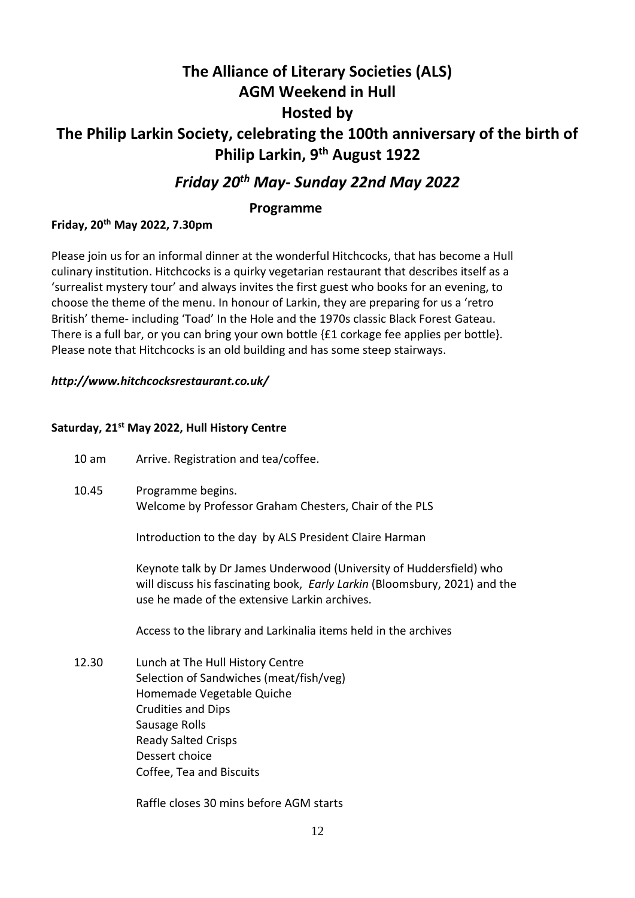# The Alliance of Literary Societies (ALS) AGM Weekend in Hull Hosted by The Philip Larkin Society, celebrating the 100th anniversary of the birth of Philip Larkin, 9th August 1922

## *Friday 20th May- Sunday 22nd May 2022*

### Programme

**Friday, 20th May 2022, 7.30pm**

Please join us for an informal dinner at the wonderful Hitchcocks, that has become a Hull culinary institution. Hitchcocks is a quirky vegetarian restaurant that describes itself as a 'surrealist mystery tour' and always invites the first guest who books for an evening, to choose the theme of the menu. In honour of Larkin, they are preparing for us a 'retro British' theme- including 'Toad' In the Hole and the 1970s classic Black Forest Gateau. There is a full bar, or you can bring your own bottle {£1 corkage fee applies per bottle}. Please note that Hitchcocks is an old building and has some steep stairways.

***http://www.hitchcocksrestaurant.co.uk/***

**Saturday, 21st May 2022, Hull History Centre**

10 am — Arrive. Registration and tea/coffee.

10.45 — Programme begins.
Welcome by Professor Graham Chesters, Chair of the PLS

Introduction to the day by ALS President Claire Harman

Keynote talk by Dr James Underwood (University of Huddersfield) who will discuss his fascinating book, *Early Larkin* (Bloomsbury, 2021) and the use he made of the extensive Larkin archives.

Access to the library and Larkinalia items held in the archives

12.30 — Lunch at The Hull History Centre
Selection of Sandwiches (meat/fish/veg)
Homemade Vegetable Quiche
Crudities and Dips
Sausage Rolls
Ready Salted Crisps
Dessert choice
Coffee, Tea and Biscuits

Raffle closes 30 mins before AGM starts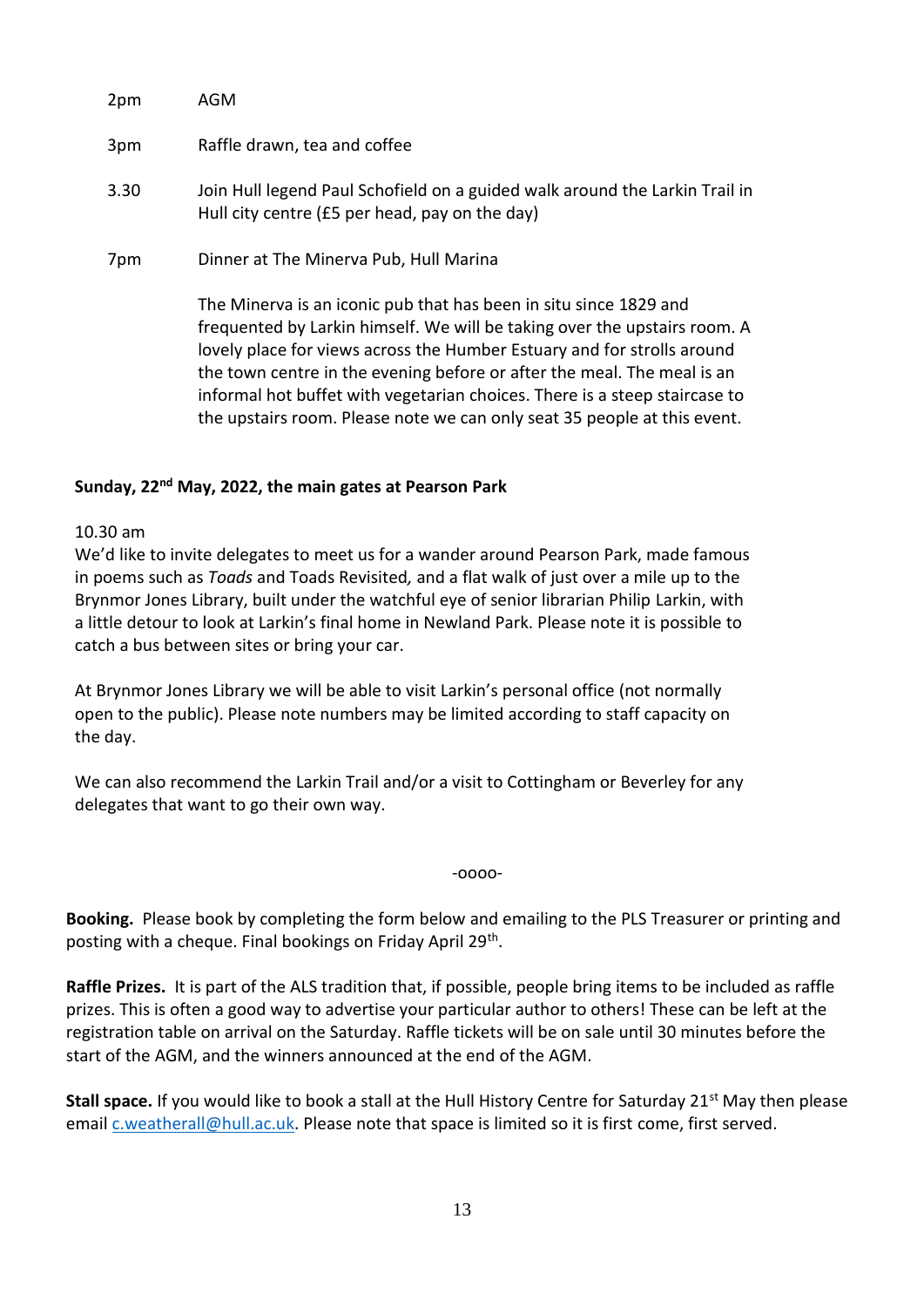| | |
|---|---|
| 2pm | AGM |
| 3pm | Raffle drawn, tea and coffee |
| 3.30 | Join Hull legend Paul Schofield on a guided walk around the Larkin Trail in Hull city centre (£5 per head, pay on the day) |
| 7pm | Dinner at The Minerva Pub, Hull Marina |

The Minerva is an iconic pub that has been in situ since 1829 and frequented by Larkin himself. We will be taking over the upstairs room. A lovely place for views across the Humber Estuary and for strolls around the town centre in the evening before or after the meal. The meal is an informal hot buffet with vegetarian choices. There is a steep staircase to the upstairs room. Please note we can only seat 35 people at this event.

**Sunday, 22nd May, 2022, the main gates at Pearson Park**

10.30 am

We'd like to invite delegates to meet us for a wander around Pearson Park, made famous in poems such as *Toads* and Toads Revisited*,* and a flat walk of just over a mile up to the Brynmor Jones Library, built under the watchful eye of senior librarian Philip Larkin, with a little detour to look at Larkin's final home in Newland Park. Please note it is possible to catch a bus between sites or bring your car.

At Brynmor Jones Library we will be able to visit Larkin's personal office (not normally open to the public). Please note numbers may be limited according to staff capacity on the day.

We can also recommend the Larkin Trail and/or a visit to Cottingham or Beverley for any delegates that want to go their own way.

-oooo-

**Booking.** Please book by completing the form below and emailing to the PLS Treasurer or printing and posting with a cheque. Final bookings on Friday April 29th.

**Raffle Prizes.** It is part of the ALS tradition that, if possible, people bring items to be included as raffle prizes. This is often a good way to advertise your particular author to others! These can be left at the registration table on arrival on the Saturday. Raffle tickets will be on sale until 30 minutes before the start of the AGM, and the winners announced at the end of the AGM.

**Stall space.** If you would like to book a stall at the Hull History Centre for Saturday 21st May then please email c.weatherall@hull.ac.uk. Please note that space is limited so it is first come, first served.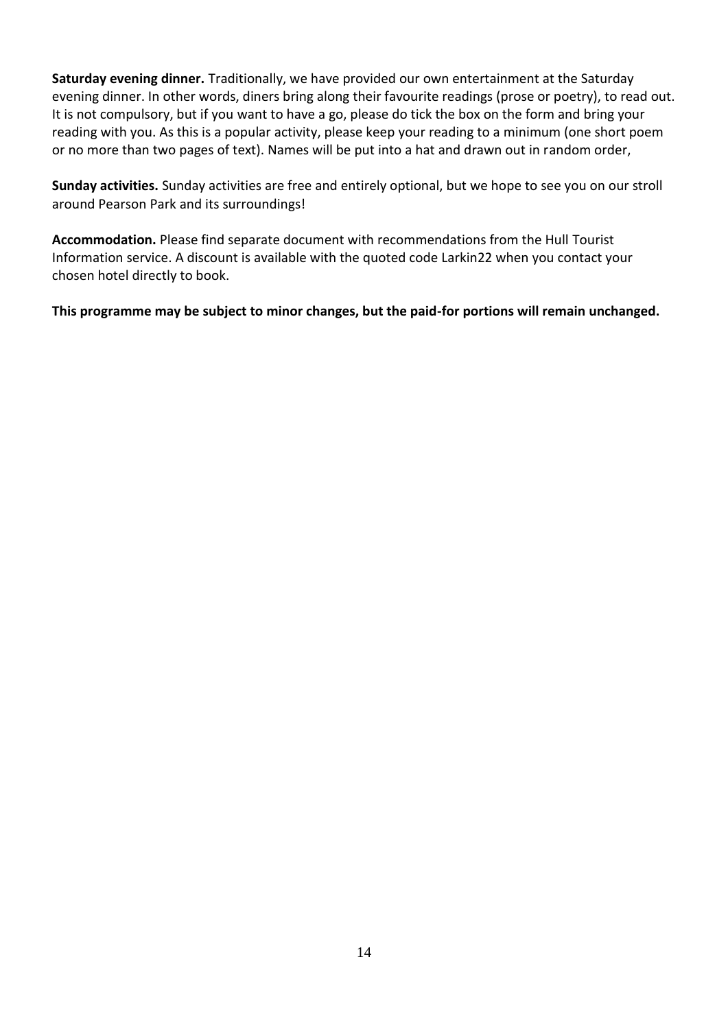**Saturday evening dinner.** Traditionally, we have provided our own entertainment at the Saturday evening dinner. In other words, diners bring along their favourite readings (prose or poetry), to read out. It is not compulsory, but if you want to have a go, please do tick the box on the form and bring your reading with you. As this is a popular activity, please keep your reading to a minimum (one short poem or no more than two pages of text). Names will be put into a hat and drawn out in random order,

**Sunday activities.** Sunday activities are free and entirely optional, but we hope to see you on our stroll around Pearson Park and its surroundings!

**Accommodation.** Please find separate document with recommendations from the Hull Tourist Information service. A discount is available with the quoted code Larkin22 when you contact your chosen hotel directly to book.

**This programme may be subject to minor changes, but the paid-for portions will remain unchanged.**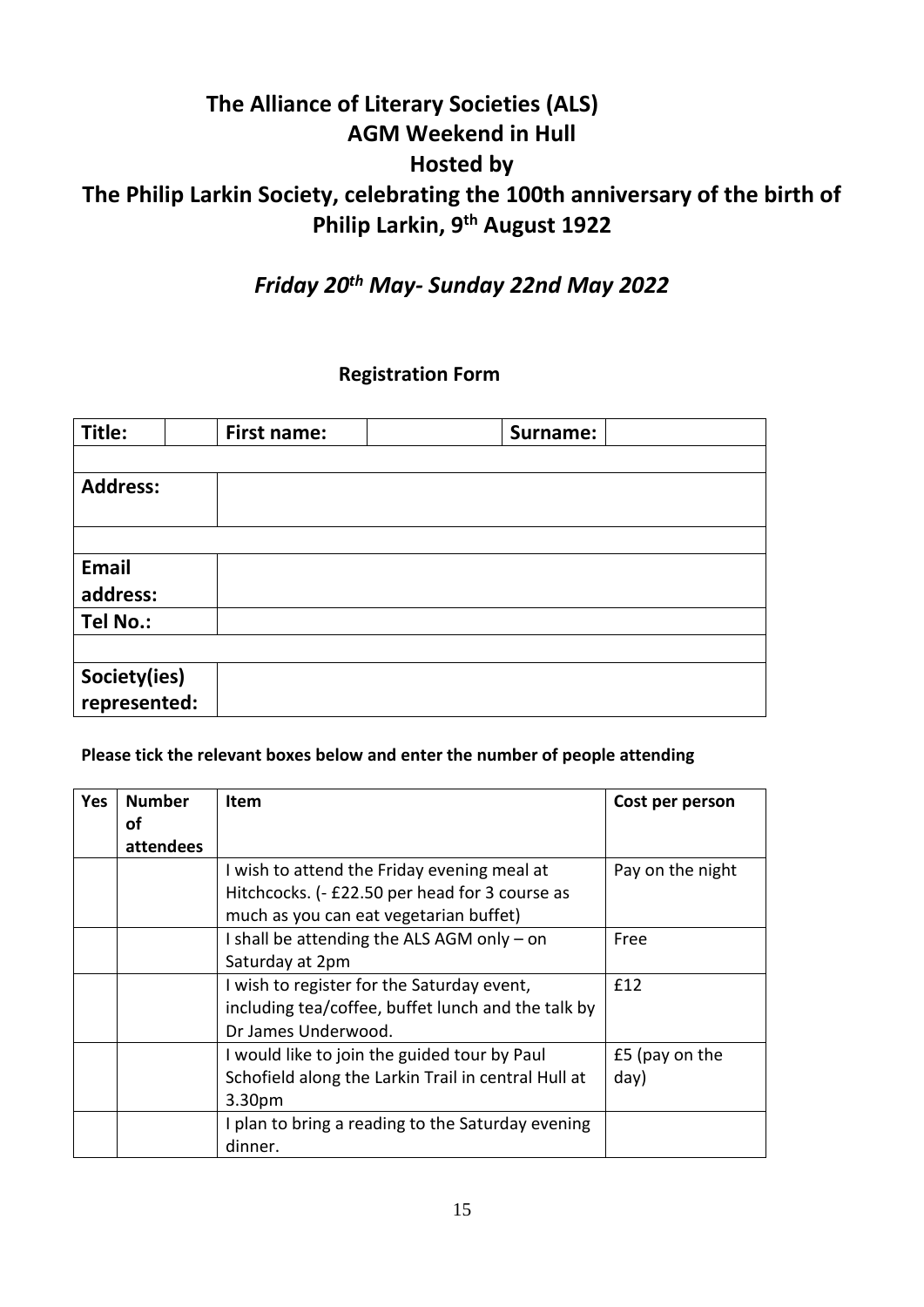# The Alliance of Literary Societies (ALS)
# AGM Weekend in Hull
# Hosted by
# The Philip Larkin Society, celebrating the 100th anniversary of the birth of Philip Larkin, 9th August 1922

## *Friday 20th May- Sunday 22nd May 2022*

### Registration Form

| Title: | | First name: | | Surname: | |
|---|---|---|---|---|---|
| | | | | | |
| Address: | | | | | |
| | | | | | |
| Email address: | | | | | |
| Tel No.: | | | | | |
| | | | | | |
| Society(ies) represented: | | | | | |

**Please tick the relevant boxes below and enter the number of people attending**

| Yes | Number of attendees | Item | Cost per person |
|---|---|---|---|
| | | I wish to attend the Friday evening meal at Hitchcocks. (- £22.50 per head for 3 course as much as you can eat vegetarian buffet) | Pay on the night |
| | | I shall be attending the ALS AGM only – on Saturday at 2pm | Free |
| | | I wish to register for the Saturday event, including tea/coffee, buffet lunch and the talk by Dr James Underwood. | £12 |
| | | I would like to join the guided tour by Paul Schofield along the Larkin Trail in central Hull at 3.30pm | £5 (pay on the day) |
| | | I plan to bring a reading to the Saturday evening dinner. | |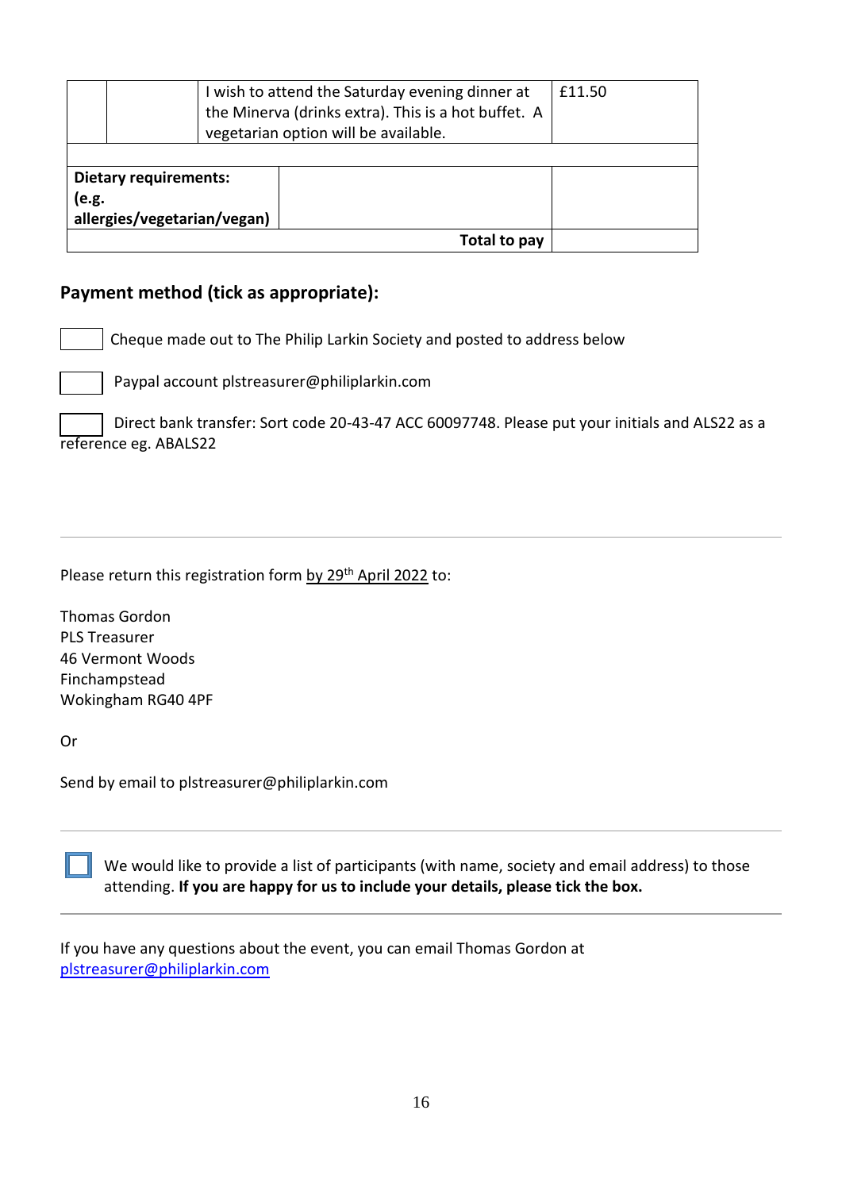| | | | |
|---|---|---|---|
| | | I wish to attend the Saturday evening dinner at the Minerva (drinks extra). This is a hot buffet. A vegetarian option will be available. | £11.50 |
| | | | |
| **Dietary requirements: (e.g. allergies/vegetarian/vegan)** | | | |
| | | **Total to pay** | |

## Payment method (tick as appropriate):

☐ Cheque made out to The Philip Larkin Society and posted to address below

☐ Paypal account plstreasurer@philiplarkin.com

☐ Direct bank transfer: Sort code 20-43-47 ACC 60097748. Please put your initials and ALS22 as a reference eg. ABALS22

---

Please return this registration form by 29th April 2022 to:

Thomas Gordon
PLS Treasurer
46 Vermont Woods
Finchampstead
Wokingham RG40 4PF

Or

Send by email to plstreasurer@philiplarkin.com

---

☐ We would like to provide a list of participants (with name, society and email address) to those attending. **If you are happy for us to include your details, please tick the box.**

---

If you have any questions about the event, you can email Thomas Gordon at plstreasurer@philiplarkin.com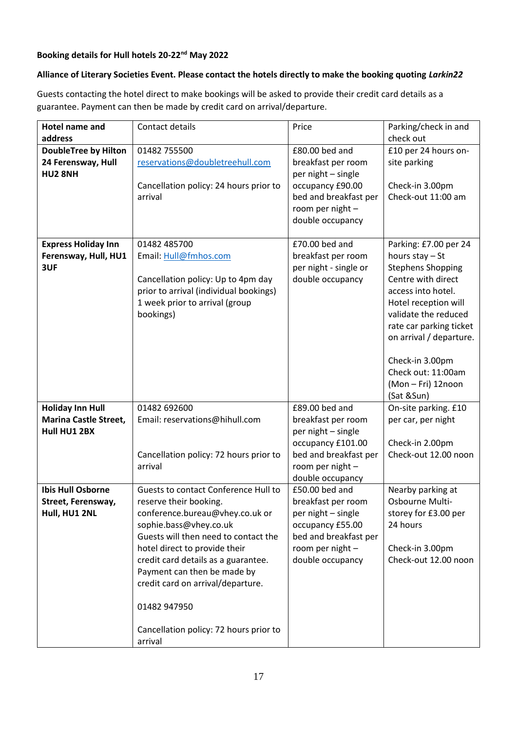**Booking details for Hull hotels 20-22nd May 2022**

**Alliance of Literary Societies Event. Please contact the hotels directly to make the booking quoting *Larkin22***

Guests contacting the hotel direct to make bookings will be asked to provide their credit card details as a guarantee. Payment can then be made by credit card on arrival/departure.

| **Hotel name and address** | Contact details | Price | Parking/check in and check out |
|---|---|---|---|
| **DoubleTree by Hilton 24 Ferensway, Hull HU2 8NH** | 01482 755500<br>reservations@doubletreehull.com<br><br>Cancellation policy: 24 hours prior to arrival | £80.00 bed and breakfast per room per night – single occupancy £90.00 bed and breakfast per room per night – double occupancy | £10 per 24 hours on-site parking<br><br>Check-in 3.00pm<br>Check-out 11:00 am |
| **Express Holiday Inn Ferensway, Hull, HU1 3UF** | 01482 485700<br>Email: Hull@fmhos.com<br><br>Cancellation policy: Up to 4pm day prior to arrival (individual bookings) 1 week prior to arrival (group bookings) | £70.00 bed and breakfast per room per night - single or double occupancy | Parking: £7.00 per 24 hours stay – St Stephens Shopping Centre with direct access into hotel. Hotel reception will validate the reduced rate car parking ticket on arrival / departure.<br><br>Check-in 3.00pm<br>Check out: 11:00am (Mon – Fri) 12noon (Sat &Sun) |
| **Holiday Inn Hull Marina Castle Street, Hull HU1 2BX** | 01482 692600<br>Email: reservations@hihull.com<br><br>Cancellation policy: 72 hours prior to arrival | £89.00 bed and breakfast per room per night – single occupancy £101.00 bed and breakfast per room per night – double occupancy | On-site parking. £10 per car, per night<br><br>Check-in 2.00pm<br>Check-out 12.00 noon |
| **Ibis Hull Osborne Street, Ferensway, Hull, HU1 2NL** | Guests to contact Conference Hull to reserve their booking. conference.bureau@vhey.co.uk or sophie.bass@vhey.co.uk Guests will then need to contact the hotel direct to provide their credit card details as a guarantee. Payment can then be made by credit card on arrival/departure.<br><br>01482 947950<br><br>Cancellation policy: 72 hours prior to arrival | £50.00 bed and breakfast per room per night – single occupancy £55.00 bed and breakfast per room per night – double occupancy | Nearby parking at Osbourne Multi-storey for £3.00 per 24 hours<br><br>Check-in 3.00pm<br>Check-out 12.00 noon |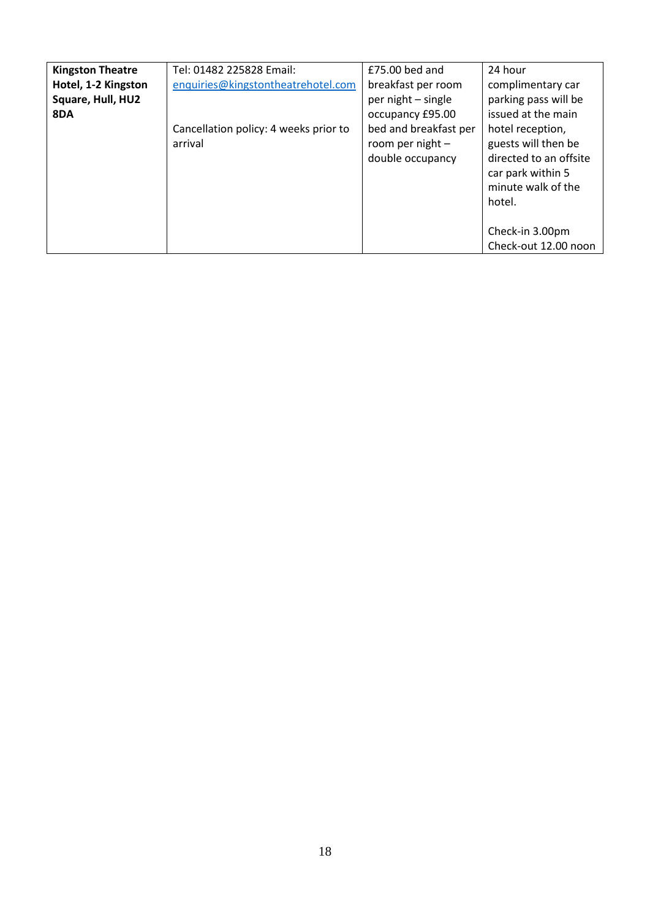| | | | |
|---|---|---|---|
| **Kingston Theatre Hotel, 1-2 Kingston Square, Hull, HU2 8DA** | Tel: 01482 225828 Email: enquiries@kingstontheatrehotel.com<br><br>Cancellation policy: 4 weeks prior to arrival | £75.00 bed and breakfast per room per night – single occupancy £95.00 bed and breakfast per room per night – double occupancy | 24 hour complimentary car parking pass will be issued at the main hotel reception, guests will then be directed to an offsite car park within 5 minute walk of the hotel.<br><br>Check-in 3.00pm Check-out 12.00 noon |